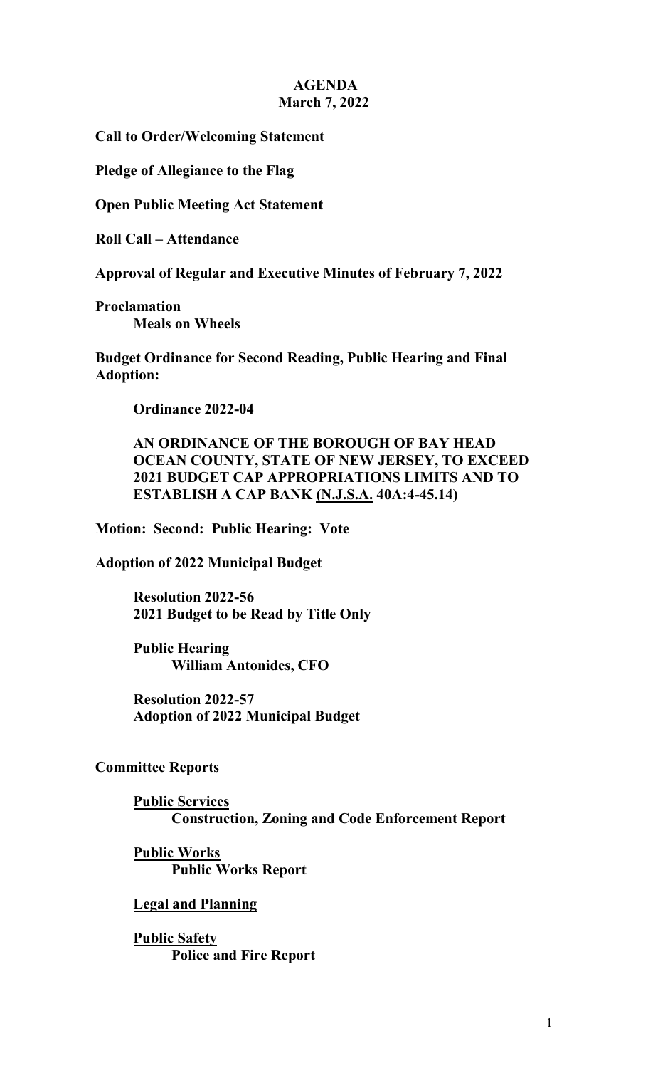# AGENDA
## March 7, 2022

**Call to Order/Welcoming Statement**

**Pledge of Allegiance to the Flag**

**Open Public Meeting Act Statement**

**Roll Call – Attendance**

**Approval of Regular and Executive Minutes of February 7, 2022**

**Proclamation**
**Meals on Wheels**

**Budget Ordinance for Second Reading, Public Hearing and Final Adoption:**

**Ordinance 2022-04**

**AN ORDINANCE OF THE BOROUGH OF BAY HEAD OCEAN COUNTY, STATE OF NEW JERSEY, TO EXCEED 2021 BUDGET CAP APPROPRIATIONS LIMITS AND TO ESTABLISH A CAP BANK (N.J.S.A. 40A:4-45.14)**

**Motion: Second: Public Hearing: Vote**

**Adoption of 2022 Municipal Budget**

**Resolution 2022-56**
**2021 Budget to be Read by Title Only**

**Public Hearing**
**William Antonides, CFO**

**Resolution 2022-57**
**Adoption of 2022 Municipal Budget**

**Committee Reports**

**Public Services**
**Construction, Zoning and Code Enforcement Report**

**Public Works**
**Public Works Report**

**Legal and Planning**

**Public Safety**
**Police and Fire Report**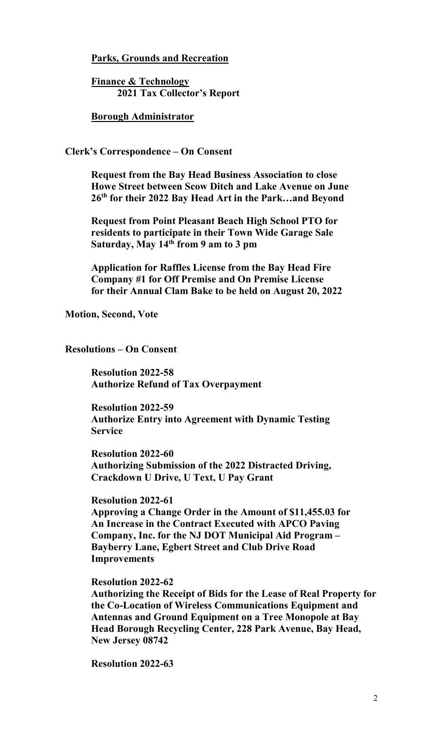**Parks, Grounds and Recreation**

**Finance & Technology**
**2021 Tax Collector's Report**

**Borough Administrator**

**Clerk's Correspondence – On Consent**

**Request from the Bay Head Business Association to close Howe Street between Scow Ditch and Lake Avenue on June 26th for their 2022 Bay Head Art in the Park…and Beyond**

**Request from Point Pleasant Beach High School PTO for residents to participate in their Town Wide Garage Sale Saturday, May 14th from 9 am to 3 pm**

**Application for Raffles License from the Bay Head Fire Company #1 for Off Premise and On Premise License for their Annual Clam Bake to be held on August 20, 2022**

**Motion, Second, Vote**

**Resolutions – On Consent**

**Resolution 2022-58**
**Authorize Refund of Tax Overpayment**

**Resolution 2022-59**
**Authorize Entry into Agreement with Dynamic Testing Service**

**Resolution 2022-60**
**Authorizing Submission of the 2022 Distracted Driving, Crackdown U Drive, U Text, U Pay Grant**

**Resolution 2022-61**
**Approving a Change Order in the Amount of $11,455.03 for An Increase in the Contract Executed with APCO Paving Company, Inc. for the NJ DOT Municipal Aid Program – Bayberry Lane, Egbert Street and Club Drive Road Improvements**

**Resolution 2022-62**
**Authorizing the Receipt of Bids for the Lease of Real Property for the Co-Location of Wireless Communications Equipment and Antennas and Ground Equipment on a Tree Monopole at Bay Head Borough Recycling Center, 228 Park Avenue, Bay Head, New Jersey 08742**

**Resolution 2022-63**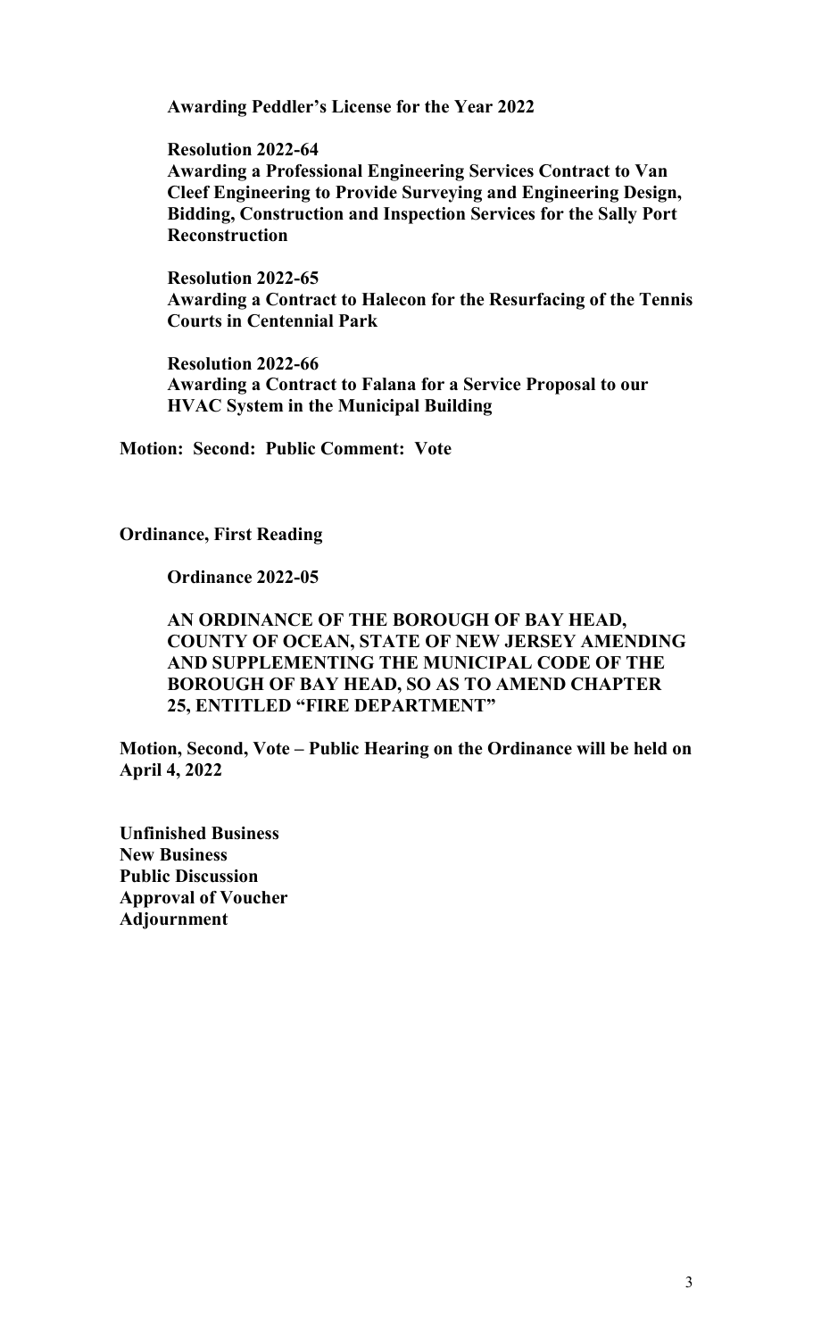**Awarding Peddler's License for the Year 2022**

**Resolution 2022-64**
**Awarding a Professional Engineering Services Contract to Van Cleef Engineering to Provide Surveying and Engineering Design, Bidding, Construction and Inspection Services for the Sally Port Reconstruction**

**Resolution 2022-65**
**Awarding a Contract to Halecon for the Resurfacing of the Tennis Courts in Centennial Park**

**Resolution 2022-66**
**Awarding a Contract to Falana for a Service Proposal to our HVAC System in the Municipal Building**

**Motion: Second: Public Comment: Vote**

**Ordinance, First Reading**

**Ordinance 2022-05**

**AN ORDINANCE OF THE BOROUGH OF BAY HEAD, COUNTY OF OCEAN, STATE OF NEW JERSEY AMENDING AND SUPPLEMENTING THE MUNICIPAL CODE OF THE BOROUGH OF BAY HEAD, SO AS TO AMEND CHAPTER 25, ENTITLED "FIRE DEPARTMENT"**

**Motion, Second, Vote – Public Hearing on the Ordinance will be held on April 4, 2022**

**Unfinished Business**
**New Business**
**Public Discussion**
**Approval of Voucher**
**Adjournment**